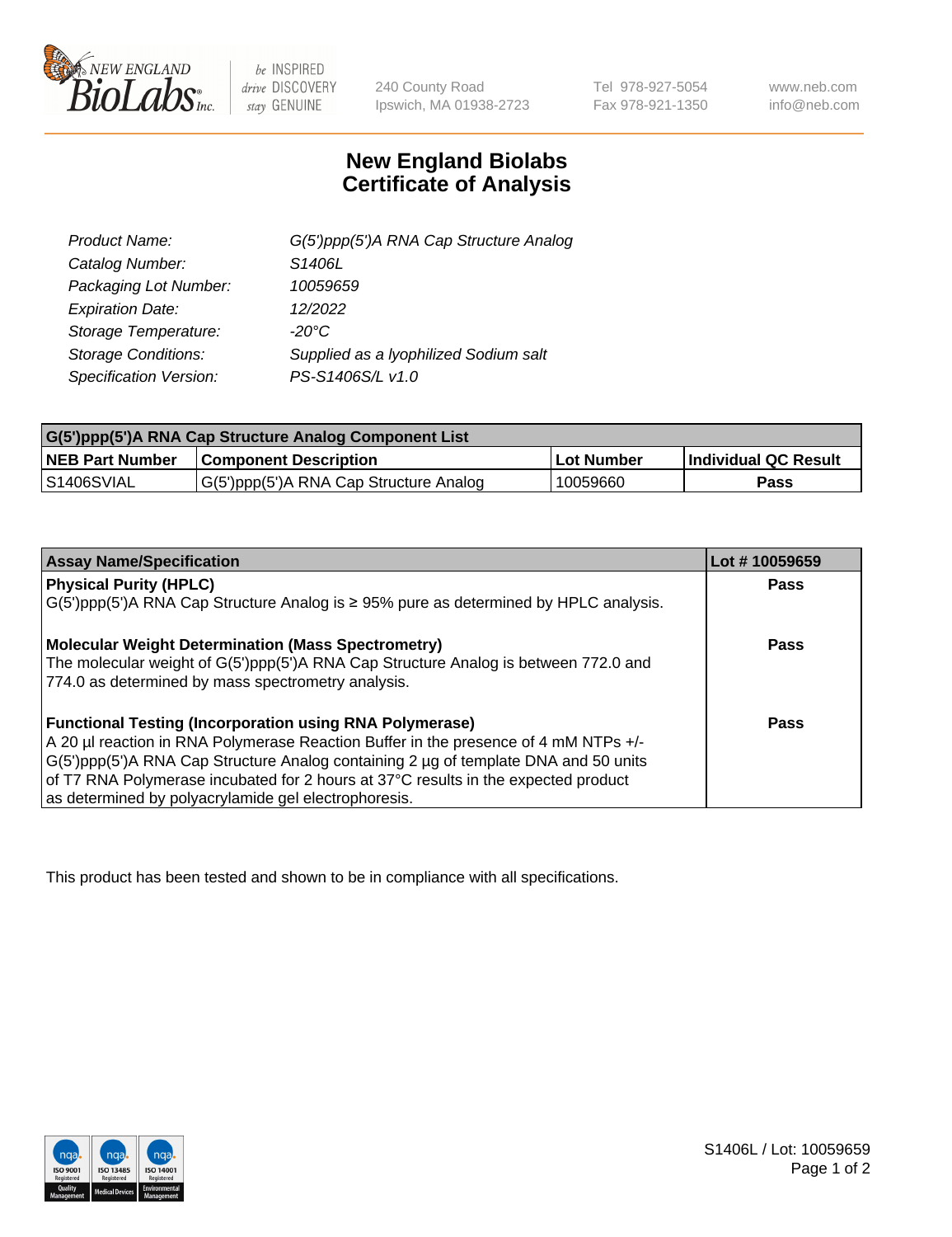240 County Road
Ipswich, MA 01938-2723

Tel 978-927-5054
Fax 978-921-1350

www.neb.com
info@neb.com

# New England Biolabs Certificate of Analysis

| | |
|---|---|
| *Product Name:* | *G(5')ppp(5')A RNA Cap Structure Analog* |
| *Catalog Number:* | *S1406L* |
| *Packaging Lot Number:* | *10059659* |
| *Expiration Date:* | *12/2022* |
| *Storage Temperature:* | *-20°C* |
| *Storage Conditions:* | *Supplied as a lyophilized Sodium salt* |
| *Specification Version:* | *PS-S1406S/L v1.0* |

| G(5')ppp(5')A RNA Cap Structure Analog Component List | | | |
|---|---|---|---|
| **NEB Part Number** | **Component Description** | **Lot Number** | **Individual QC Result** |
| S1406SVIAL | G(5')ppp(5')A RNA Cap Structure Analog | 10059660 | **Pass** |

| Assay Name/Specification | Lot # 10059659 |
|---|---|
| **Physical Purity (HPLC)**<br>G(5')ppp(5')A RNA Cap Structure Analog is ≥ 95% pure as determined by HPLC analysis. | **Pass** |
| **Molecular Weight Determination (Mass Spectrometry)**<br>The molecular weight of G(5')ppp(5')A RNA Cap Structure Analog is between 772.0 and 774.0 as determined by mass spectrometry analysis. | **Pass** |
| **Functional Testing (Incorporation using RNA Polymerase)**<br>A 20 µl reaction in RNA Polymerase Reaction Buffer in the presence of 4 mM NTPs +/- G(5')ppp(5')A RNA Cap Structure Analog containing 2 µg of template DNA and 50 units of T7 RNA Polymerase incubated for 2 hours at 37°C results in the expected product as determined by polyacrylamide gel electrophoresis. | **Pass** |

This product has been tested and shown to be in compliance with all specifications.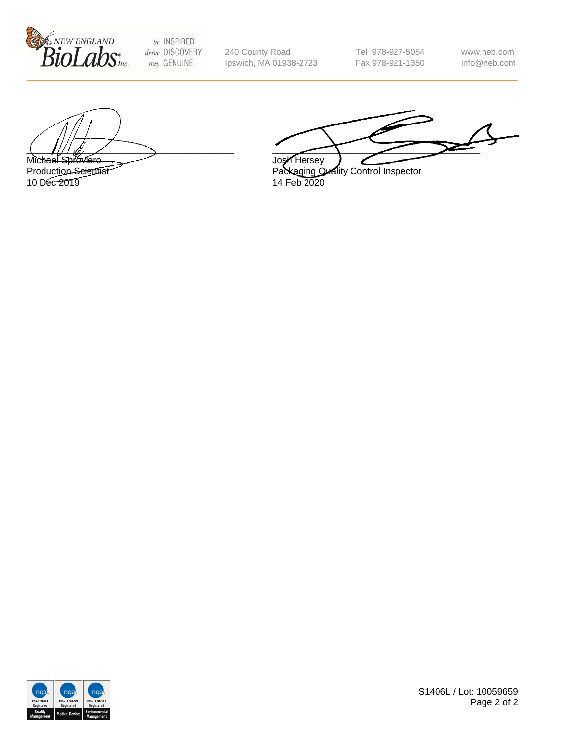240 County Road
Ipswich, MA 01938-2723

Tel 978-927-5054
Fax 978-921-1350

www.neb.com
info@neb.com

Michael Sproviero
Production Scientist
10 Dec 2019

Josh Hersey
Packaging Quality Control Inspector
14 Feb 2020

S1406L / Lot: 10059659